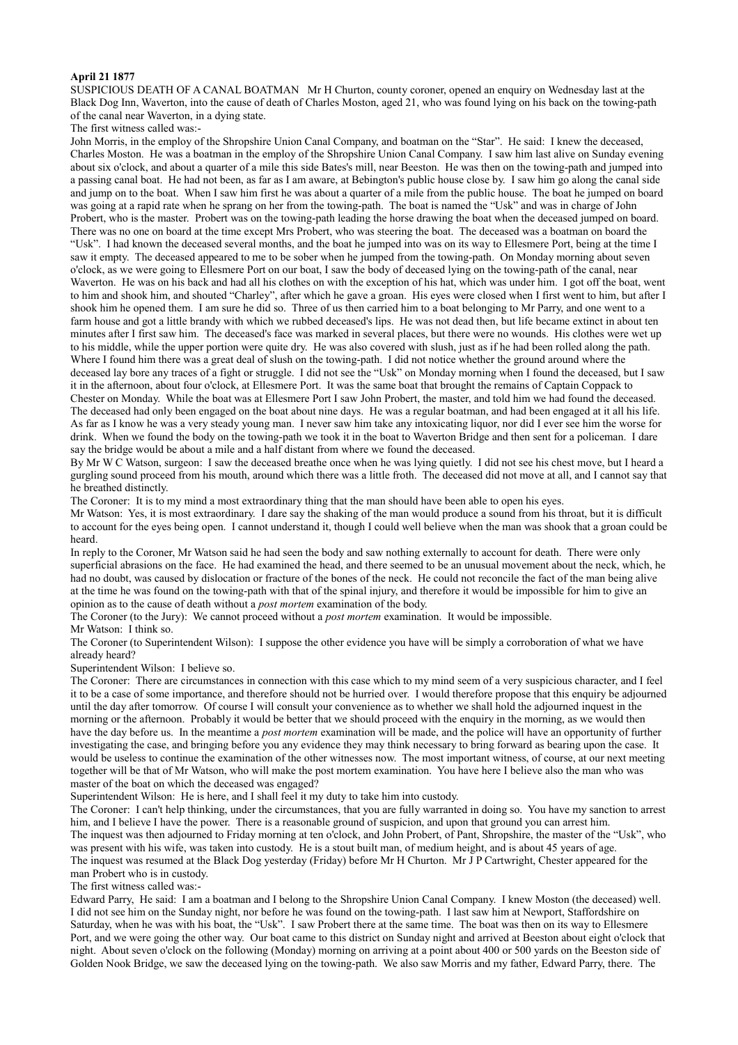**April 21 1877**

SUSPICIOUS DEATH OF A CANAL BOATMAN Mr H Churton, county coroner, opened an enquiry on Wednesday last at the Black Dog Inn, Waverton, into the cause of death of Charles Moston, aged 21, who was found lying on his back on the towing-path of the canal near Waverton, in a dying state.

The first witness called was:-

John Morris, in the employ of the Shropshire Union Canal Company, and boatman on the "Star". He said: I knew the deceased, Charles Moston. He was a boatman in the employ of the Shropshire Union Canal Company. I saw him last alive on Sunday evening about six o'clock, and about a quarter of a mile this side Bates's mill, near Beeston. He was then on the towing-path and jumped into a passing canal boat. He had not been, as far as I am aware, at Bebington's public house close by. I saw him go along the canal side and jump on to the boat. When I saw him first he was about a quarter of a mile from the public house. The boat he jumped on board was going at a rapid rate when he sprang on her from the towing-path. The boat is named the "Usk" and was in charge of John Probert, who is the master. Probert was on the towing-path leading the horse drawing the boat when the deceased jumped on board. There was no one on board at the time except Mrs Probert, who was steering the boat. The deceased was a boatman on board the "Usk". I had known the deceased several months, and the boat he jumped into was on its way to Ellesmere Port, being at the time I saw it empty. The deceased appeared to me to be sober when he jumped from the towing-path. On Monday morning about seven o'clock, as we were going to Ellesmere Port on our boat, I saw the body of deceased lying on the towing-path of the canal, near Waverton. He was on his back and had all his clothes on with the exception of his hat, which was under him. I got off the boat, went to him and shook him, and shouted "Charley", after which he gave a groan. His eyes were closed when I first went to him, but after I shook him he opened them. I am sure he did so. Three of us then carried him to a boat belonging to Mr Parry, and one went to a farm house and got a little brandy with which we rubbed deceased's lips. He was not dead then, but life became extinct in about ten minutes after I first saw him. The deceased's face was marked in several places, but there were no wounds. His clothes were wet up to his middle, while the upper portion were quite dry. He was also covered with slush, just as if he had been rolled along the path. Where I found him there was a great deal of slush on the towing-path. I did not notice whether the ground around where the deceased lay bore any traces of a fight or struggle. I did not see the "Usk" on Monday morning when I found the deceased, but I saw it in the afternoon, about four o'clock, at Ellesmere Port. It was the same boat that brought the remains of Captain Coppack to Chester on Monday. While the boat was at Ellesmere Port I saw John Probert, the master, and told him we had found the deceased. The deceased had only been engaged on the boat about nine days. He was a regular boatman, and had been engaged at it all his life. As far as I know he was a very steady young man. I never saw him take any intoxicating liquor, nor did I ever see him the worse for drink. When we found the body on the towing-path we took it in the boat to Waverton Bridge and then sent for a policeman. I dare say the bridge would be about a mile and a half distant from where we found the deceased.

By Mr W C Watson, surgeon: I saw the deceased breathe once when he was lying quietly. I did not see his chest move, but I heard a gurgling sound proceed from his mouth, around which there was a little froth. The deceased did not move at all, and I cannot say that he breathed distinctly.

The Coroner: It is to my mind a most extraordinary thing that the man should have been able to open his eyes.

Mr Watson: Yes, it is most extraordinary. I dare say the shaking of the man would produce a sound from his throat, but it is difficult to account for the eyes being open. I cannot understand it, though I could well believe when the man was shook that a groan could be heard.

In reply to the Coroner, Mr Watson said he had seen the body and saw nothing externally to account for death. There were only superficial abrasions on the face. He had examined the head, and there seemed to be an unusual movement about the neck, which, he had no doubt, was caused by dislocation or fracture of the bones of the neck. He could not reconcile the fact of the man being alive at the time he was found on the towing-path with that of the spinal injury, and therefore it would be impossible for him to give an opinion as to the cause of death without a *post mortem* examination of the body.

The Coroner (to the Jury): We cannot proceed without a *post mortem* examination. It would be impossible.

Mr Watson: I think so.

The Coroner (to Superintendent Wilson): I suppose the other evidence you have will be simply a corroboration of what we have already heard?

Superintendent Wilson: I believe so.

The Coroner: There are circumstances in connection with this case which to my mind seem of a very suspicious character, and I feel it to be a case of some importance, and therefore should not be hurried over. I would therefore propose that this enquiry be adjourned until the day after tomorrow. Of course I will consult your convenience as to whether we shall hold the adjourned inquest in the morning or the afternoon. Probably it would be better that we should proceed with the enquiry in the morning, as we would then have the day before us. In the meantime a *post mortem* examination will be made, and the police will have an opportunity of further investigating the case, and bringing before you any evidence they may think necessary to bring forward as bearing upon the case. It would be useless to continue the examination of the other witnesses now. The most important witness, of course, at our next meeting together will be that of Mr Watson, who will make the post mortem examination. You have here I believe also the man who was master of the boat on which the deceased was engaged?

Superintendent Wilson: He is here, and I shall feel it my duty to take him into custody.

The Coroner: I can't help thinking, under the circumstances, that you are fully warranted in doing so. You have my sanction to arrest him, and I believe I have the power. There is a reasonable ground of suspicion, and upon that ground you can arrest him.

The inquest was then adjourned to Friday morning at ten o'clock, and John Probert, of Pant, Shropshire, the master of the "Usk", who was present with his wife, was taken into custody. He is a stout built man, of medium height, and is about 45 years of age.

The inquest was resumed at the Black Dog yesterday (Friday) before Mr H Churton. Mr J P Cartwright, Chester appeared for the man Probert who is in custody.

The first witness called was:-

Edward Parry, He said: I am a boatman and I belong to the Shropshire Union Canal Company. I knew Moston (the deceased) well. I did not see him on the Sunday night, nor before he was found on the towing-path. I last saw him at Newport, Staffordshire on Saturday, when he was with his boat, the "Usk". I saw Probert there at the same time. The boat was then on its way to Ellesmere Port, and we were going the other way. Our boat came to this district on Sunday night and arrived at Beeston about eight o'clock that night. About seven o'clock on the following (Monday) morning on arriving at a point about 400 or 500 yards on the Beeston side of Golden Nook Bridge, we saw the deceased lying on the towing-path. We also saw Morris and my father, Edward Parry, there. The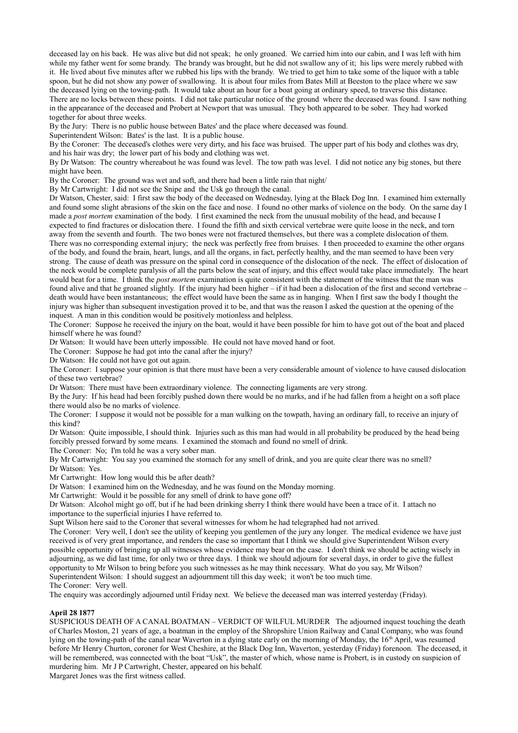deceased lay on his back. He was alive but did not speak; he only groaned. We carried him into our cabin, and I was left with him while my father went for some brandy. The brandy was brought, but he did not swallow any of it; his lips were merely rubbed with it. He lived about five minutes after we rubbed his lips with the brandy. We tried to get him to take some of the liquor with a table spoon, but he did not show any power of swallowing. It is about four miles from Bates Mill at Beeston to the place where we saw the deceased lying on the towing-path. It would take about an hour for a boat going at ordinary speed, to traverse this distance. There are no locks between these points. I did not take particular notice of the ground where the deceased was found. I saw nothing in the appearance of the deceased and Probert at Newport that was unusual. They both appeared to be sober. They had worked together for about three weeks.

By the Jury: There is no public house between Bates' and the place where deceased was found.

Superintendent Wilson: Bates' is the last. It is a public house.

By the Coroner: The deceased's clothes were very dirty, and his face was bruised. The upper part of his body and clothes was dry, and his hair was dry; the lower part of his body and clothing was wet.

By Dr Watson: The country whereabout he was found was level. The tow path was level. I did not notice any big stones, but there might have been.

By the Coroner: The ground was wet and soft, and there had been a little rain that night/

By Mr Cartwright: I did not see the Snipe and the Usk go through the canal.

Dr Watson, Chester, said: I first saw the body of the deceased on Wednesday, lying at the Black Dog Inn. I examined him externally and found some slight abrasions of the skin on the face and nose. I found no other marks of violence on the body. On the same day I made a *post mortem* examination of the body. I first examined the neck from the unusual mobility of the head, and because I expected to find fractures or dislocation there. I found the fifth and sixth cervical vertebrae were quite loose in the neck, and torn away from the seventh and fourth. The two bones were not fractured themselves, but there was a complete dislocation of them. There was no corresponding external injury; the neck was perfectly free from bruises. I then proceeded to examine the other organs of the body, and found the brain, heart, lungs, and all the organs, in fact, perfectly healthy, and the man seemed to have been very strong. The cause of death was pressure on the spinal cord in consequence of the dislocation of the neck. The effect of dislocation of the neck would be complete paralysis of all the parts below the seat of injury, and this effect would take place immediately. The heart would beat for a time. I think the *post mortem* examination is quite consistent with the statement of the witness that the man was found alive and that he groaned slightly. If the injury had been higher – if it had been a dislocation of the first and second vertebrae – death would have been instantaneous; the effect would have been the same as in hanging. When I first saw the body I thought the injury was higher than subsequent investigation proved it to be, and that was the reason I asked the question at the opening of the inquest. A man in this condition would be positively motionless and helpless.

The Coroner: Suppose he received the injury on the boat, would it have been possible for him to have got out of the boat and placed himself where he was found?

Dr Watson: It would have been utterly impossible. He could not have moved hand or foot.

The Coroner: Suppose he had got into the canal after the injury?

Dr Watson: He could not have got out again.

The Coroner: I suppose your opinion is that there must have been a very considerable amount of violence to have caused dislocation of these two vertebrae?

Dr Watson: There must have been extraordinary violence. The connecting ligaments are very strong.

By the Jury: If his head had been forcibly pushed down there would be no marks, and if he had fallen from a height on a soft place there would also be no marks of violence.

The Coroner: I suppose it would not be possible for a man walking on the towpath, having an ordinary fall, to receive an injury of this kind?

Dr Watson: Quite impossible, I should think. Injuries such as this man had would in all probability be produced by the head being forcibly pressed forward by some means. I examined the stomach and found no smell of drink.

The Coroner: No; I'm told he was a very sober man.

By Mr Cartwright: You say you examined the stomach for any smell of drink, and you are quite clear there was no smell?

Dr Watson: Yes.

Mr Cartwright: How long would this be after death?

Dr Watson: I examined him on the Wednesday, and he was found on the Monday morning.

Mr Cartwright: Would it be possible for any smell of drink to have gone off?

Dr Watson: Alcohol might go off, but if he had been drinking sherry I think there would have been a trace of it. I attach no importance to the superficial injuries I have referred to.

Supt Wilson here said to the Coroner that several witnesses for whom he had telegraphed had not arrived.

The Coroner: Very well, I don't see the utility of keeping you gentlemen of the jury any longer. The medical evidence we have just received is of very great importance, and renders the case so important that I think we should give Superintendent Wilson every possible opportunity of bringing up all witnesses whose evidence may bear on the case. I don't think we should be acting wisely in adjourning, as we did last time, for only two or three days. I think we should adjourn for several days, in order to give the fullest opportunity to Mr Wilson to bring before you such witnesses as he may think necessary. What do you say, Mr Wilson?

Superintendent Wilson: I should suggest an adjournment till this day week; it won't be too much time.

The Coroner: Very well.

The enquiry was accordingly adjourned until Friday next. We believe the deceased man was interred yesterday (Friday).

**April 28 1877**

SUSPICIOUS DEATH OF A CANAL BOATMAN – VERDICT OF WILFUL MURDER The adjourned inquest touching the death of Charles Moston, 21 years of age, a boatman in the employ of the Shropshire Union Railway and Canal Company, who was found lying on the towing-path of the canal near Waverton in a dying state early on the morning of Monday, the 16th April, was resumed before Mr Henry Churton, coroner for West Cheshire, at the Black Dog Inn, Waverton, yesterday (Friday) forenoon. The deceased, it will be remembered, was connected with the boat "Usk", the master of which, whose name is Probert, is in custody on suspicion of murdering him. Mr J P Cartwright, Chester, appeared on his behalf.

Margaret Jones was the first witness called.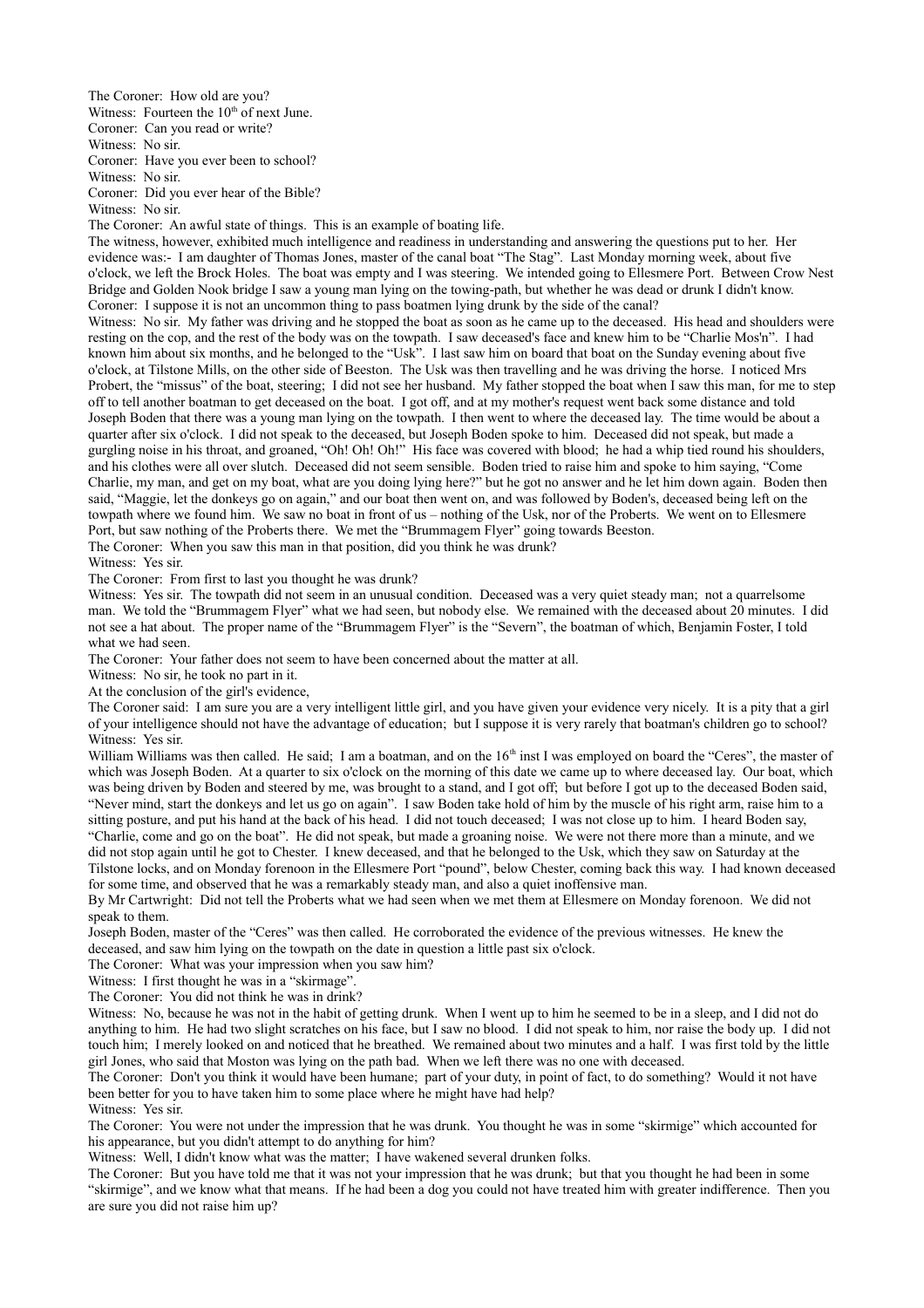The Coroner: How old are you?

Witness: Fourteen the 10th of next June.

Coroner: Can you read or write?

Witness: No sir.

Coroner: Have you ever been to school?

Witness: No sir.

Coroner: Did you ever hear of the Bible?

Witness: No sir.

The Coroner: An awful state of things. This is an example of boating life.

The witness, however, exhibited much intelligence and readiness in understanding and answering the questions put to her. Her evidence was:- I am daughter of Thomas Jones, master of the canal boat "The Stag". Last Monday morning week, about five o'clock, we left the Brock Holes. The boat was empty and I was steering. We intended going to Ellesmere Port. Between Crow Nest Bridge and Golden Nook bridge I saw a young man lying on the towing-path, but whether he was dead or drunk I didn't know.

Coroner: I suppose it is not an uncommon thing to pass boatmen lying drunk by the side of the canal?

Witness: No sir. My father was driving and he stopped the boat as soon as he came up to the deceased. His head and shoulders were resting on the cop, and the rest of the body was on the towpath. I saw deceased's face and knew him to be "Charlie Mos'n". I had known him about six months, and he belonged to the "Usk". I last saw him on board that boat on the Sunday evening about five o'clock, at Tilstone Mills, on the other side of Beeston. The Usk was then travelling and he was driving the horse. I noticed Mrs Probert, the "missus" of the boat, steering; I did not see her husband. My father stopped the boat when I saw this man, for me to step off to tell another boatman to get deceased on the boat. I got off, and at my mother's request went back some distance and told Joseph Boden that there was a young man lying on the towpath. I then went to where the deceased lay. The time would be about a quarter after six o'clock. I did not speak to the deceased, but Joseph Boden spoke to him. Deceased did not speak, but made a gurgling noise in his throat, and groaned, "Oh! Oh! Oh!" His face was covered with blood; he had a whip tied round his shoulders, and his clothes were all over slutch. Deceased did not seem sensible. Boden tried to raise him and spoke to him saying, "Come Charlie, my man, and get on my boat, what are you doing lying here?" but he got no answer and he let him down again. Boden then said, "Maggie, let the donkeys go on again," and our boat then went on, and was followed by Boden's, deceased being left on the towpath where we found him. We saw no boat in front of us – nothing of the Usk, nor of the Proberts. We went on to Ellesmere Port, but saw nothing of the Proberts there. We met the "Brummagem Flyer" going towards Beeston.

The Coroner: When you saw this man in that position, did you think he was drunk?

Witness: Yes sir.

The Coroner: From first to last you thought he was drunk?

Witness: Yes sir. The towpath did not seem in an unusual condition. Deceased was a very quiet steady man; not a quarrelsome man. We told the "Brummagem Flyer" what we had seen, but nobody else. We remained with the deceased about 20 minutes. I did not see a hat about. The proper name of the "Brummagem Flyer" is the "Severn", the boatman of which, Benjamin Foster, I told what we had seen.

The Coroner: Your father does not seem to have been concerned about the matter at all.

Witness: No sir, he took no part in it.

At the conclusion of the girl's evidence,

The Coroner said: I am sure you are a very intelligent little girl, and you have given your evidence very nicely. It is a pity that a girl of your intelligence should not have the advantage of education; but I suppose it is very rarely that boatman's children go to school?

Witness: Yes sir.

William Williams was then called. He said; I am a boatman, and on the 16th inst I was employed on board the "Ceres", the master of which was Joseph Boden. At a quarter to six o'clock on the morning of this date we came up to where deceased lay. Our boat, which was being driven by Boden and steered by me, was brought to a stand, and I got off; but before I got up to the deceased Boden said, "Never mind, start the donkeys and let us go on again". I saw Boden take hold of him by the muscle of his right arm, raise him to a sitting posture, and put his hand at the back of his head. I did not touch deceased; I was not close up to him. I heard Boden say, "Charlie, come and go on the boat". He did not speak, but made a groaning noise. We were not there more than a minute, and we did not stop again until he got to Chester. I knew deceased, and that he belonged to the Usk, which they saw on Saturday at the Tilstone locks, and on Monday forenoon in the Ellesmere Port "pound", below Chester, coming back this way. I had known deceased for some time, and observed that he was a remarkably steady man, and also a quiet inoffensive man.

By Mr Cartwright: Did not tell the Proberts what we had seen when we met them at Ellesmere on Monday forenoon. We did not speak to them.

Joseph Boden, master of the "Ceres" was then called. He corroborated the evidence of the previous witnesses. He knew the deceased, and saw him lying on the towpath on the date in question a little past six o'clock.

The Coroner: What was your impression when you saw him?

Witness: I first thought he was in a "skirmage".

The Coroner: You did not think he was in drink?

Witness: No, because he was not in the habit of getting drunk. When I went up to him he seemed to be in a sleep, and I did not do anything to him. He had two slight scratches on his face, but I saw no blood. I did not speak to him, nor raise the body up. I did not touch him; I merely looked on and noticed that he breathed. We remained about two minutes and a half. I was first told by the little girl Jones, who said that Moston was lying on the path bad. When we left there was no one with deceased.

The Coroner: Don't you think it would have been humane; part of your duty, in point of fact, to do something? Would it not have been better for you to have taken him to some place where he might have had help?

Witness: Yes sir.

The Coroner: You were not under the impression that he was drunk. You thought he was in some "skirmige" which accounted for his appearance, but you didn't attempt to do anything for him?

Witness: Well, I didn't know what was the matter; I have wakened several drunken folks.

The Coroner: But you have told me that it was not your impression that he was drunk; but that you thought he had been in some "skirmige", and we know what that means. If he had been a dog you could not have treated him with greater indifference. Then you are sure you did not raise him up?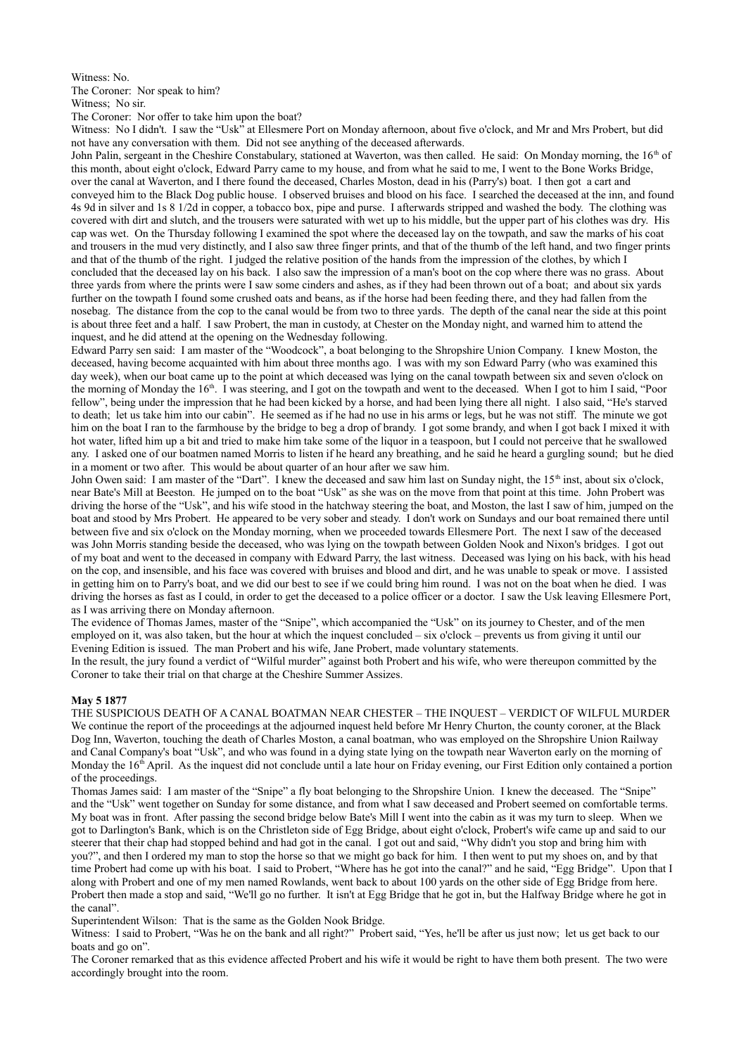Witness: No.

The Coroner: Nor speak to him?

Witness; No sir.

The Coroner: Nor offer to take him upon the boat?

Witness: No I didn't. I saw the "Usk" at Ellesmere Port on Monday afternoon, about five o'clock, and Mr and Mrs Probert, but did not have any conversation with them. Did not see anything of the deceased afterwards.

John Palin, sergeant in the Cheshire Constabulary, stationed at Waverton, was then called. He said: On Monday morning, the 16th of this month, about eight o'clock, Edward Parry came to my house, and from what he said to me, I went to the Bone Works Bridge, over the canal at Waverton, and I there found the deceased, Charles Moston, dead in his (Parry's) boat. I then got a cart and conveyed him to the Black Dog public house. I observed bruises and blood on his face. I searched the deceased at the inn, and found 4s 9d in silver and 1s 8 1/2d in copper, a tobacco box, pipe and purse. I afterwards stripped and washed the body. The clothing was covered with dirt and slutch, and the trousers were saturated with wet up to his middle, but the upper part of his clothes was dry. His cap was wet. On the Thursday following I examined the spot where the deceased lay on the towpath, and saw the marks of his coat and trousers in the mud very distinctly, and I also saw three finger prints, and that of the thumb of the left hand, and two finger prints and that of the thumb of the right. I judged the relative position of the hands from the impression of the clothes, by which I concluded that the deceased lay on his back. I also saw the impression of a man's boot on the cop where there was no grass. About three yards from where the prints were I saw some cinders and ashes, as if they had been thrown out of a boat; and about six yards further on the towpath I found some crushed oats and beans, as if the horse had been feeding there, and they had fallen from the nosebag. The distance from the cop to the canal would be from two to three yards. The depth of the canal near the side at this point is about three feet and a half. I saw Probert, the man in custody, at Chester on the Monday night, and warned him to attend the inquest, and he did attend at the opening on the Wednesday following.

Edward Parry sen said: I am master of the "Woodcock", a boat belonging to the Shropshire Union Company. I knew Moston, the deceased, having become acquainted with him about three months ago. I was with my son Edward Parry (who was examined this day week), when our boat came up to the point at which deceased was lying on the canal towpath between six and seven o'clock on the morning of Monday the 16th. I was steering, and I got on the towpath and went to the deceased. When I got to him I said, "Poor fellow", being under the impression that he had been kicked by a horse, and had been lying there all night. I also said, "He's starved to death; let us take him into our cabin". He seemed as if he had no use in his arms or legs, but he was not stiff. The minute we got him on the boat I ran to the farmhouse by the bridge to beg a drop of brandy. I got some brandy, and when I got back I mixed it with hot water, lifted him up a bit and tried to make him take some of the liquor in a teaspoon, but I could not perceive that he swallowed any. I asked one of our boatmen named Morris to listen if he heard any breathing, and he said he heard a gurgling sound; but he died in a moment or two after. This would be about quarter of an hour after we saw him.

John Owen said: I am master of the "Dart". I knew the deceased and saw him last on Sunday night, the 15th inst, about six o'clock, near Bate's Mill at Beeston. He jumped on to the boat "Usk" as she was on the move from that point at this time. John Probert was driving the horse of the "Usk", and his wife stood in the hatchway steering the boat, and Moston, the last I saw of him, jumped on the boat and stood by Mrs Probert. He appeared to be very sober and steady. I don't work on Sundays and our boat remained there until between five and six o'clock on the Monday morning, when we proceeded towards Ellesmere Port. The next I saw of the deceased was John Morris standing beside the deceased, who was lying on the towpath between Golden Nook and Nixon's bridges. I got out of my boat and went to the deceased in company with Edward Parry, the last witness. Deceased was lying on his back, with his head on the cop, and insensible, and his face was covered with bruises and blood and dirt, and he was unable to speak or move. I assisted in getting him on to Parry's boat, and we did our best to see if we could bring him round. I was not on the boat when he died. I was driving the horses as fast as I could, in order to get the deceased to a police officer or a doctor. I saw the Usk leaving Ellesmere Port, as I was arriving there on Monday afternoon.

The evidence of Thomas James, master of the "Snipe", which accompanied the "Usk" on its journey to Chester, and of the men employed on it, was also taken, but the hour at which the inquest concluded – six o'clock – prevents us from giving it until our Evening Edition is issued. The man Probert and his wife, Jane Probert, made voluntary statements.

In the result, the jury found a verdict of "Wilful murder" against both Probert and his wife, who were thereupon committed by the Coroner to take their trial on that charge at the Cheshire Summer Assizes.

**May 5 1877**

THE SUSPICIOUS DEATH OF A CANAL BOATMAN NEAR CHESTER – THE INQUEST – VERDICT OF WILFUL MURDER

We continue the report of the proceedings at the adjourned inquest held before Mr Henry Churton, the county coroner, at the Black Dog Inn, Waverton, touching the death of Charles Moston, a canal boatman, who was employed on the Shropshire Union Railway and Canal Company's boat "Usk", and who was found in a dying state lying on the towpath near Waverton early on the morning of Monday the 16th April. As the inquest did not conclude until a late hour on Friday evening, our First Edition only contained a portion of the proceedings.

Thomas James said: I am master of the "Snipe" a fly boat belonging to the Shropshire Union. I knew the deceased. The "Snipe" and the "Usk" went together on Sunday for some distance, and from what I saw deceased and Probert seemed on comfortable terms. My boat was in front. After passing the second bridge below Bate's Mill I went into the cabin as it was my turn to sleep. When we got to Darlington's Bank, which is on the Christleton side of Egg Bridge, about eight o'clock, Probert's wife came up and said to our steerer that their chap had stopped behind and had got in the canal. I got out and said, "Why didn't you stop and bring him with you?", and then I ordered my man to stop the horse so that we might go back for him. I then went to put my shoes on, and by that time Probert had come up with his boat. I said to Probert, "Where has he got into the canal?" and he said, "Egg Bridge". Upon that I along with Probert and one of my men named Rowlands, went back to about 100 yards on the other side of Egg Bridge from here. Probert then made a stop and said, "We'll go no further. It isn't at Egg Bridge that he got in, but the Halfway Bridge where he got in the canal".

Superintendent Wilson: That is the same as the Golden Nook Bridge.

Witness: I said to Probert, "Was he on the bank and all right?" Probert said, "Yes, he'll be after us just now; let us get back to our boats and go on".

The Coroner remarked that as this evidence affected Probert and his wife it would be right to have them both present. The two were accordingly brought into the room.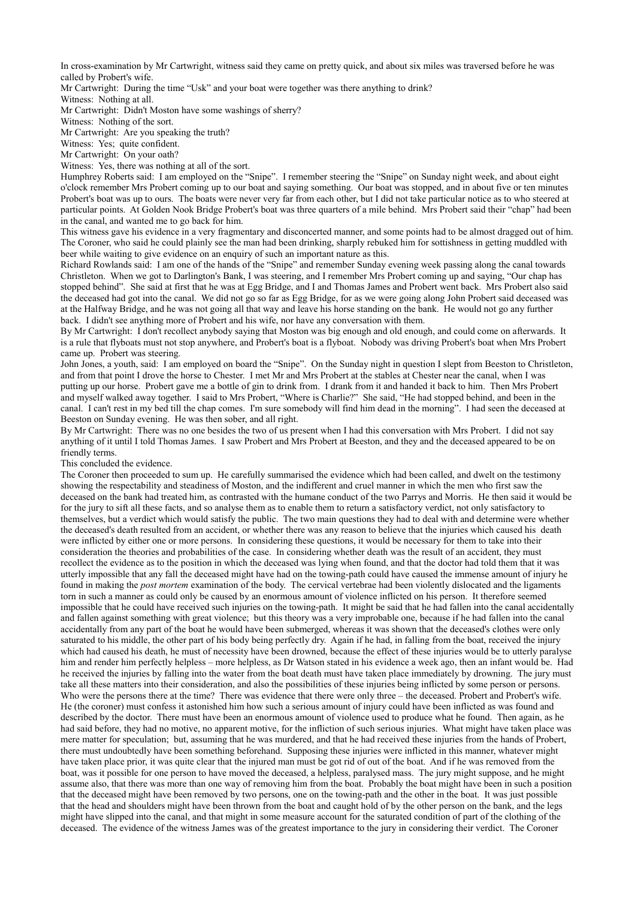In cross-examination by Mr Cartwright, witness said they came on pretty quick, and about six miles was traversed before he was called by Probert's wife.

Mr Cartwright: During the time "Usk" and your boat were together was there anything to drink?

Witness: Nothing at all.

Mr Cartwright: Didn't Moston have some washings of sherry?

Witness: Nothing of the sort.

Mr Cartwright: Are you speaking the truth?

Witness: Yes; quite confident.

Mr Cartwright: On your oath?

Witness: Yes, there was nothing at all of the sort.

Humphrey Roberts said: I am employed on the "Snipe". I remember steering the "Snipe" on Sunday night week, and about eight o'clock remember Mrs Probert coming up to our boat and saying something. Our boat was stopped, and in about five or ten minutes Probert's boat was up to ours. The boats were never very far from each other, but I did not take particular notice as to who steered at particular points. At Golden Nook Bridge Probert's boat was three quarters of a mile behind. Mrs Probert said their "chap" had been in the canal, and wanted me to go back for him.

This witness gave his evidence in a very fragmentary and disconcerted manner, and some points had to be almost dragged out of him. The Coroner, who said he could plainly see the man had been drinking, sharply rebuked him for sottishness in getting muddled with beer while waiting to give evidence on an enquiry of such an important nature as this.

Richard Rowlands said: I am one of the hands of the "Snipe" and remember Sunday evening week passing along the canal towards Christleton. When we got to Darlington's Bank, I was steering, and I remember Mrs Probert coming up and saying, "Our chap has stopped behind". She said at first that he was at Egg Bridge, and I and Thomas James and Probert went back. Mrs Probert also said the deceased had got into the canal. We did not go so far as Egg Bridge, for as we were going along John Probert said deceased was at the Halfway Bridge, and he was not going all that way and leave his horse standing on the bank. He would not go any further back. I didn't see anything more of Probert and his wife, nor have any conversation with them.

By Mr Cartwright: I don't recollect anybody saying that Moston was big enough and old enough, and could come on afterwards. It is a rule that flyboats must not stop anywhere, and Probert's boat is a flyboat. Nobody was driving Probert's boat when Mrs Probert came up. Probert was steering.

John Jones, a youth, said: I am employed on board the "Snipe". On the Sunday night in question I slept from Beeston to Christleton, and from that point I drove the horse to Chester. I met Mr and Mrs Probert at the stables at Chester near the canal, when I was putting up our horse. Probert gave me a bottle of gin to drink from. I drank from it and handed it back to him. Then Mrs Probert and myself walked away together. I said to Mrs Probert, "Where is Charlie?" She said, "He had stopped behind, and been in the canal. I can't rest in my bed till the chap comes. I'm sure somebody will find him dead in the morning". I had seen the deceased at Beeston on Sunday evening. He was then sober, and all right.

By Mr Cartwright: There was no one besides the two of us present when I had this conversation with Mrs Probert. I did not say anything of it until I told Thomas James. I saw Probert and Mrs Probert at Beeston, and they and the deceased appeared to be on friendly terms.

This concluded the evidence.

The Coroner then proceeded to sum up. He carefully summarised the evidence which had been called, and dwelt on the testimony showing the respectability and steadiness of Moston, and the indifferent and cruel manner in which the men who first saw the deceased on the bank had treated him, as contrasted with the humane conduct of the two Parrys and Morris. He then said it would be for the jury to sift all these facts, and so analyse them as to enable them to return a satisfactory verdict, not only satisfactory to themselves, but a verdict which would satisfy the public. The two main questions they had to deal with and determine were whether the deceased's death resulted from an accident, or whether there was any reason to believe that the injuries which caused his death were inflicted by either one or more persons. In considering these questions, it would be necessary for them to take into their consideration the theories and probabilities of the case. In considering whether death was the result of an accident, they must recollect the evidence as to the position in which the deceased was lying when found, and that the doctor had told them that it was utterly impossible that any fall the deceased might have had on the towing-path could have caused the immense amount of injury he found in making the *post mortem* examination of the body. The cervical vertebrae had been violently dislocated and the ligaments torn in such a manner as could only be caused by an enormous amount of violence inflicted on his person. It therefore seemed impossible that he could have received such injuries on the towing-path. It might be said that he had fallen into the canal accidentally and fallen against something with great violence; but this theory was a very improbable one, because if he had fallen into the canal accidentally from any part of the boat he would have been submerged, whereas it was shown that the deceased's clothes were only saturated to his middle, the other part of his body being perfectly dry. Again if he had, in falling from the boat, received the injury which had caused his death, he must of necessity have been drowned, because the effect of these injuries would be to utterly paralyse him and render him perfectly helpless – more helpless, as Dr Watson stated in his evidence a week ago, then an infant would be. Had he received the injuries by falling into the water from the boat death must have taken place immediately by drowning. The jury must take all these matters into their consideration, and also the possibilities of these injuries being inflicted by some person or persons. Who were the persons there at the time? There was evidence that there were only three – the deceased. Probert and Probert's wife. He (the coroner) must confess it astonished him how such a serious amount of injury could have been inflicted as was found and described by the doctor. There must have been an enormous amount of violence used to produce what he found. Then again, as he had said before, they had no motive, no apparent motive, for the infliction of such serious injuries. What might have taken place was mere matter for speculation; but, assuming that he was murdered, and that he had received these injuries from the hands of Probert, there must undoubtedly have been something beforehand. Supposing these injuries were inflicted in this manner, whatever might have taken place prior, it was quite clear that the injured man must be got rid of out of the boat. And if he was removed from the boat, was it possible for one person to have moved the deceased, a helpless, paralysed mass. The jury might suppose, and he might assume also, that there was more than one way of removing him from the boat. Probably the boat might have been in such a position that the deceased might have been removed by two persons, one on the towing-path and the other in the boat. It was just possible that the head and shoulders might have been thrown from the boat and caught hold of by the other person on the bank, and the legs might have slipped into the canal, and that might in some measure account for the saturated condition of part of the clothing of the deceased. The evidence of the witness James was of the greatest importance to the jury in considering their verdict. The Coroner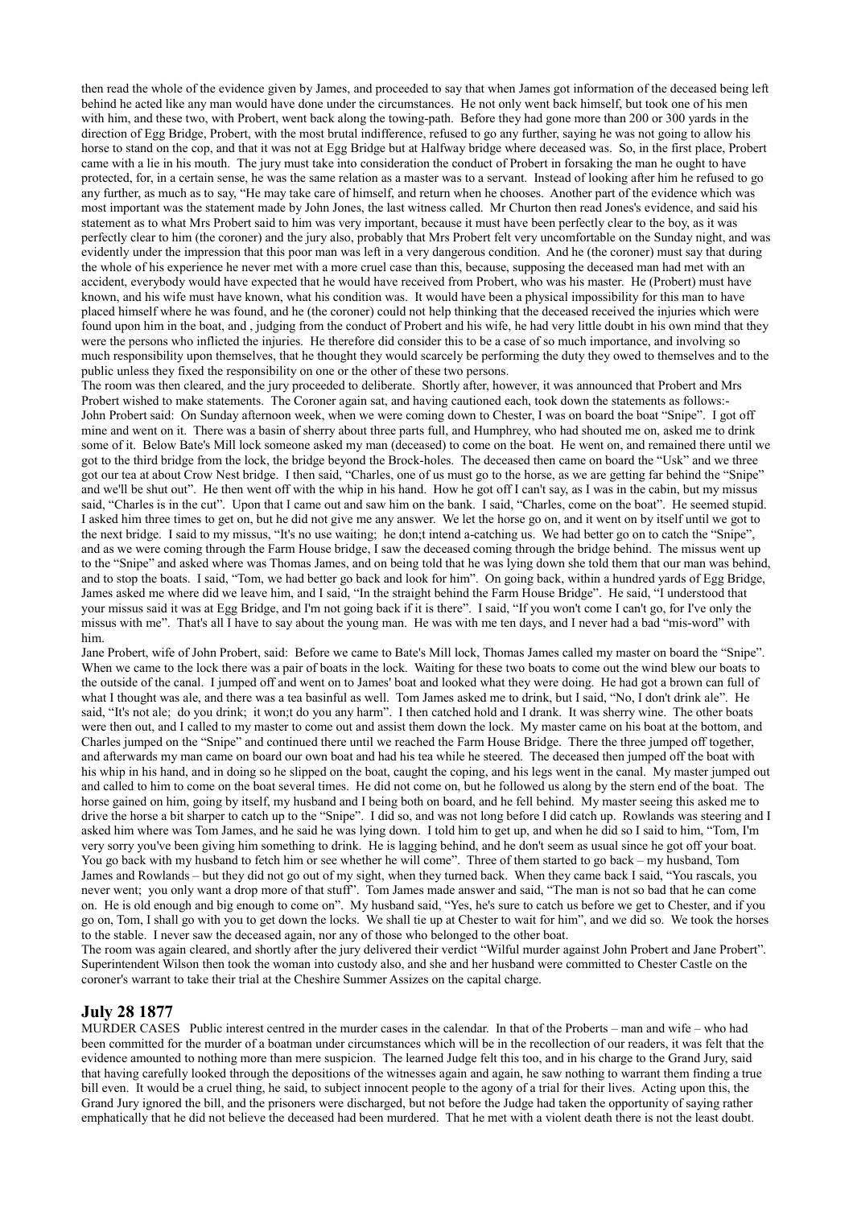then read the whole of the evidence given by James, and proceeded to say that when James got information of the deceased being left behind he acted like any man would have done under the circumstances. He not only went back himself, but took one of his men with him, and these two, with Probert, went back along the towing-path. Before they had gone more than 200 or 300 yards in the direction of Egg Bridge, Probert, with the most brutal indifference, refused to go any further, saying he was not going to allow his horse to stand on the cop, and that it was not at Egg Bridge but at Halfway bridge where deceased was. So, in the first place, Probert came with a lie in his mouth. The jury must take into consideration the conduct of Probert in forsaking the man he ought to have protected, for, in a certain sense, he was the same relation as a master was to a servant. Instead of looking after him he refused to go any further, as much as to say, "He may take care of himself, and return when he chooses. Another part of the evidence which was most important was the statement made by John Jones, the last witness called. Mr Churton then read Jones's evidence, and said his statement as to what Mrs Probert said to him was very important, because it must have been perfectly clear to the boy, as it was perfectly clear to him (the coroner) and the jury also, probably that Mrs Probert felt very uncomfortable on the Sunday night, and was evidently under the impression that this poor man was left in a very dangerous condition. And he (the coroner) must say that during the whole of his experience he never met with a more cruel case than this, because, supposing the deceased man had met with an accident, everybody would have expected that he would have received from Probert, who was his master. He (Probert) must have known, and his wife must have known, what his condition was. It would have been a physical impossibility for this man to have placed himself where he was found, and he (the coroner) could not help thinking that the deceased received the injuries which were found upon him in the boat, and , judging from the conduct of Probert and his wife, he had very little doubt in his own mind that they were the persons who inflicted the injuries. He therefore did consider this to be a case of so much importance, and involving so much responsibility upon themselves, that he thought they would scarcely be performing the duty they owed to themselves and to the public unless they fixed the responsibility on one or the other of these two persons.

The room was then cleared, and the jury proceeded to deliberate. Shortly after, however, it was announced that Probert and Mrs Probert wished to make statements. The Coroner again sat, and having cautioned each, took down the statements as follows:-

John Probert said: On Sunday afternoon week, when we were coming down to Chester, I was on board the boat "Snipe". I got off mine and went on it. There was a basin of sherry about three parts full, and Humphrey, who had shouted me on, asked me to drink some of it. Below Bate's Mill lock someone asked my man (deceased) to come on the boat. He went on, and remained there until we got to the third bridge from the lock, the bridge beyond the Brock-holes. The deceased then came on board the "Usk" and we three got our tea at about Crow Nest bridge. I then said, "Charles, one of us must go to the horse, as we are getting far behind the "Snipe" and we'll be shut out". He then went off with the whip in his hand. How he got off I can't say, as I was in the cabin, but my missus said, "Charles is in the cut". Upon that I came out and saw him on the bank. I said, "Charles, come on the boat". He seemed stupid. I asked him three times to get on, but he did not give me any answer. We let the horse go on, and it went on by itself until we got to the next bridge. I said to my missus, "It's no use waiting; he don;t intend a-catching us. We had better go on to catch the "Snipe", and as we were coming through the Farm House bridge, I saw the deceased coming through the bridge behind. The missus went up to the "Snipe" and asked where was Thomas James, and on being told that he was lying down she told them that our man was behind, and to stop the boats. I said, "Tom, we had better go back and look for him". On going back, within a hundred yards of Egg Bridge, James asked me where did we leave him, and I said, "In the straight behind the Farm House Bridge". He said, "I understood that your missus said it was at Egg Bridge, and I'm not going back if it is there". I said, "If you won't come I can't go, for I've only the missus with me". That's all I have to say about the young man. He was with me ten days, and I never had a bad "mis-word" with him.

Jane Probert, wife of John Probert, said: Before we came to Bate's Mill lock, Thomas James called my master on board the "Snipe". When we came to the lock there was a pair of boats in the lock. Waiting for these two boats to come out the wind blew our boats to the outside of the canal. I jumped off and went on to James' boat and looked what they were doing. He had got a brown can full of what I thought was ale, and there was a tea basinful as well. Tom James asked me to drink, but I said, "No, I don't drink ale". He said, "It's not ale; do you drink; it won;t do you any harm". I then catched hold and I drank. It was sherry wine. The other boats were then out, and I called to my master to come out and assist them down the lock. My master came on his boat at the bottom, and Charles jumped on the "Snipe" and continued there until we reached the Farm House Bridge. There the three jumped off together, and afterwards my man came on board our own boat and had his tea while he steered. The deceased then jumped off the boat with his whip in his hand, and in doing so he slipped on the boat, caught the coping, and his legs went in the canal. My master jumped out and called to him to come on the boat several times. He did not come on, but he followed us along by the stern end of the boat. The horse gained on him, going by itself, my husband and I being both on board, and he fell behind. My master seeing this asked me to drive the horse a bit sharper to catch up to the "Snipe". I did so, and was not long before I did catch up. Rowlands was steering and I asked him where was Tom James, and he said he was lying down. I told him to get up, and when he did so I said to him, "Tom, I'm very sorry you've been giving him something to drink. He is lagging behind, and he don't seem as usual since he got off your boat. You go back with my husband to fetch him or see whether he will come". Three of them started to go back – my husband, Tom James and Rowlands – but they did not go out of my sight, when they turned back. When they came back I said, "You rascals, you never went; you only want a drop more of that stuff". Tom James made answer and said, "The man is not so bad that he can come on. He is old enough and big enough to come on". My husband said, "Yes, he's sure to catch us before we get to Chester, and if you go on, Tom, I shall go with you to get down the locks. We shall tie up at Chester to wait for him", and we did so. We took the horses to the stable. I never saw the deceased again, nor any of those who belonged to the other boat.

The room was again cleared, and shortly after the jury delivered their verdict "Wilful murder against John Probert and Jane Probert". Superintendent Wilson then took the woman into custody also, and she and her husband were committed to Chester Castle on the coroner's warrant to take their trial at the Cheshire Summer Assizes on the capital charge.

## July 28 1877

MURDER CASES Public interest centred in the murder cases in the calendar. In that of the Proberts – man and wife – who had been committed for the murder of a boatman under circumstances which will be in the recollection of our readers, it was felt that the evidence amounted to nothing more than mere suspicion. The learned Judge felt this too, and in his charge to the Grand Jury, said that having carefully looked through the depositions of the witnesses again and again, he saw nothing to warrant them finding a true bill even. It would be a cruel thing, he said, to subject innocent people to the agony of a trial for their lives. Acting upon this, the Grand Jury ignored the bill, and the prisoners were discharged, but not before the Judge had taken the opportunity of saying rather emphatically that he did not believe the deceased had been murdered. That he met with a violent death there is not the least doubt.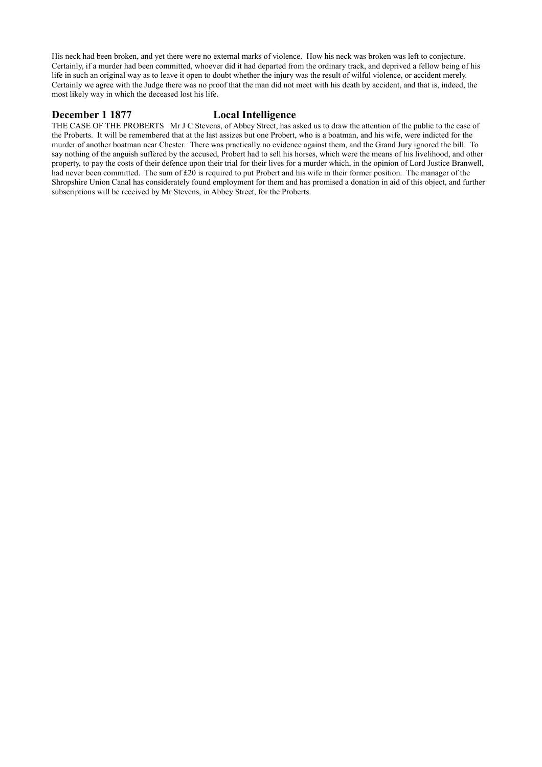His neck had been broken, and yet there were no external marks of violence. How his neck was broken was left to conjecture. Certainly, if a murder had been committed, whoever did it had departed from the ordinary track, and deprived a fellow being of his life in such an original way as to leave it open to doubt whether the injury was the result of wilful violence, or accident merely. Certainly we agree with the Judge there was no proof that the man did not meet with his death by accident, and that is, indeed, the most likely way in which the deceased lost his life.

## December 1 1877 Local Intelligence

THE CASE OF THE PROBERTS Mr J C Stevens, of Abbey Street, has asked us to draw the attention of the public to the case of the Proberts. It will be remembered that at the last assizes but one Probert, who is a boatman, and his wife, were indicted for the murder of another boatman near Chester. There was practically no evidence against them, and the Grand Jury ignored the bill. To say nothing of the anguish suffered by the accused, Probert had to sell his horses, which were the means of his livelihood, and other property, to pay the costs of their defence upon their trial for their lives for a murder which, in the opinion of Lord Justice Branwell, had never been committed. The sum of £20 is required to put Probert and his wife in their former position. The manager of the Shropshire Union Canal has considerately found employment for them and has promised a donation in aid of this object, and further subscriptions will be received by Mr Stevens, in Abbey Street, for the Proberts.